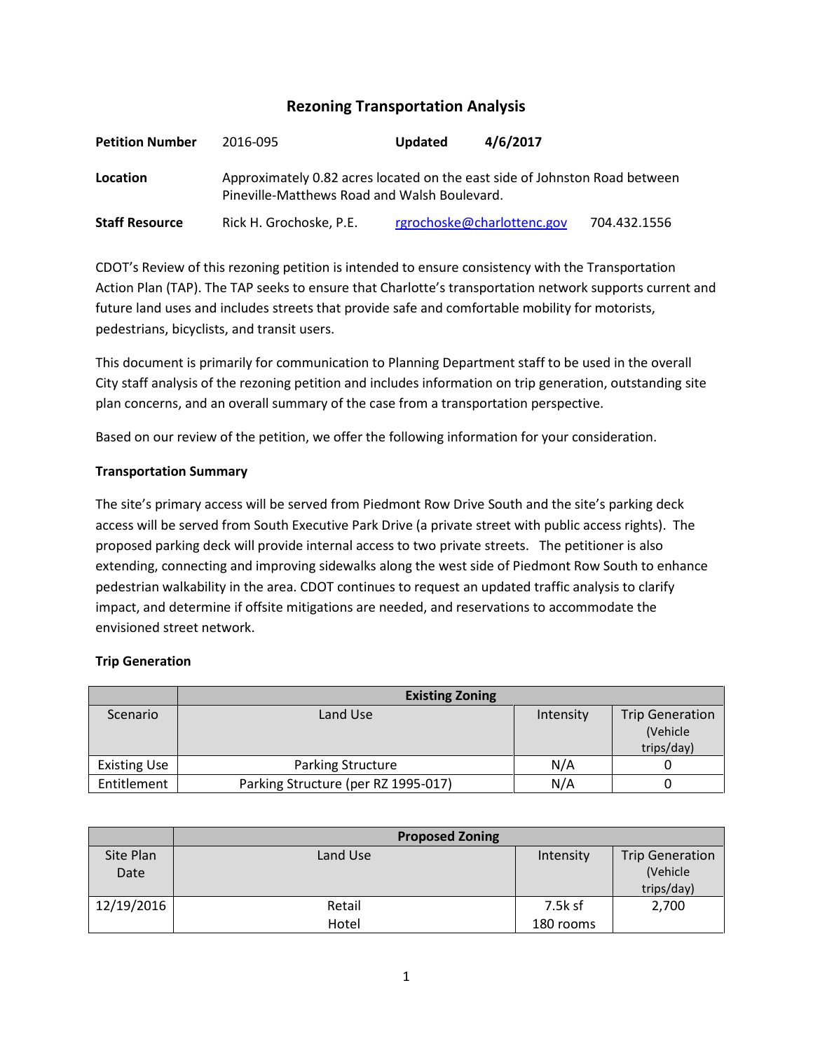# Rezoning Transportation Analysis

**Petition Number** 2016-095 **Updated** **4/6/2017**

**Location** Approximately 0.82 acres located on the east side of Johnston Road between Pineville-Matthews Road and Walsh Boulevard.

**Staff Resource** Rick H. Grochoske, P.E. rgrochoske@charlottenc.gov 704.432.1556

CDOT's Review of this rezoning petition is intended to ensure consistency with the Transportation Action Plan (TAP). The TAP seeks to ensure that Charlotte's transportation network supports current and future land uses and includes streets that provide safe and comfortable mobility for motorists, pedestrians, bicyclists, and transit users.

This document is primarily for communication to Planning Department staff to be used in the overall City staff analysis of the rezoning petition and includes information on trip generation, outstanding site plan concerns, and an overall summary of the case from a transportation perspective.

Based on our review of the petition, we offer the following information for your consideration.

**Transportation Summary**

The site's primary access will be served from Piedmont Row Drive South and the site's parking deck access will be served from South Executive Park Drive (a private street with public access rights). The proposed parking deck will provide internal access to two private streets. The petitioner is also extending, connecting and improving sidewalks along the west side of Piedmont Row South to enhance pedestrian walkability in the area. CDOT continues to request an updated traffic analysis to clarify impact, and determine if offsite mitigations are needed, and reservations to accommodate the envisioned street network.

**Trip Generation**

| | **Existing Zoning** | | |
|---|---|---|---|
| Scenario | Land Use | Intensity | Trip Generation (Vehicle trips/day) |
| Existing Use | Parking Structure | N/A | 0 |
| Entitlement | Parking Structure (per RZ 1995-017) | N/A | 0 |

| | **Proposed Zoning** | | |
|---|---|---|---|
| Site Plan Date | Land Use | Intensity | Trip Generation (Vehicle trips/day) |
| 12/19/2016 | Retail<br>Hotel | 7.5k sf<br>180 rooms | 2,700 |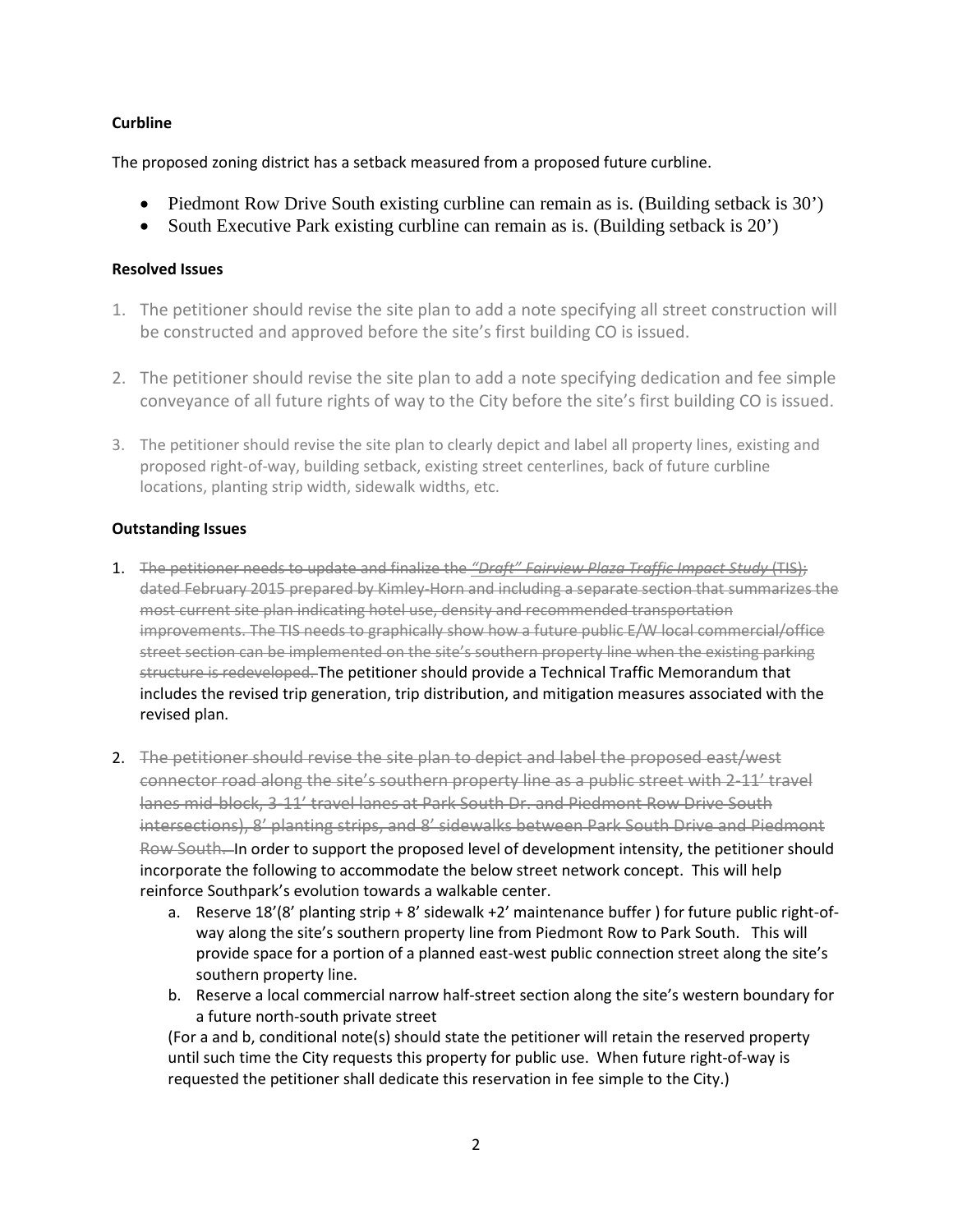**Curbline**

The proposed zoning district has a setback measured from a proposed future curbline.

- Piedmont Row Drive South existing curbline can remain as is. (Building setback is 30')
- South Executive Park existing curbline can remain as is. (Building setback is 20')

**Resolved Issues**

1. The petitioner should revise the site plan to add a note specifying all street construction will be constructed and approved before the site's first building CO is issued.

2. The petitioner should revise the site plan to add a note specifying dedication and fee simple conveyance of all future rights of way to the City before the site's first building CO is issued.

3. The petitioner should revise the site plan to clearly depict and label all property lines, existing and proposed right-of-way, building setback, existing street centerlines, back of future curbline locations, planting strip width, sidewalk widths, etc.

**Outstanding Issues**

1. ~~The petitioner needs to update and finalize the *"Draft" Fairview Plaza Traffic Impact Study* (TIS); dated February 2015 prepared by Kimley-Horn and including a separate section that summarizes the most current site plan indicating hotel use, density and recommended transportation improvements. The TIS needs to graphically show how a future public E/W local commercial/office street section can be implemented on the site's southern property line when the existing parking structure is redeveloped.~~ The petitioner should provide a Technical Traffic Memorandum that includes the revised trip generation, trip distribution, and mitigation measures associated with the revised plan.

2. ~~The petitioner should revise the site plan to depict and label the proposed east/west connector road along the site's southern property line as a public street with 2-11' travel lanes mid-block, 3-11' travel lanes at Park South Dr. and Piedmont Row Drive South intersections), 8' planting strips, and 8' sidewalks between Park South Drive and Piedmont Row South.~~ In order to support the proposed level of development intensity, the petitioner should incorporate the following to accommodate the below street network concept. This will help reinforce Southpark's evolution towards a walkable center.
   a. Reserve 18'(8' planting strip + 8' sidewalk +2' maintenance buffer ) for future public right-of-way along the site's southern property line from Piedmont Row to Park South. This will provide space for a portion of a planned east-west public connection street along the site's southern property line.
   b. Reserve a local commercial narrow half-street section along the site's western boundary for a future north-south private street

   (For a and b, conditional note(s) should state the petitioner will retain the reserved property until such time the City requests this property for public use. When future right-of-way is requested the petitioner shall dedicate this reservation in fee simple to the City.)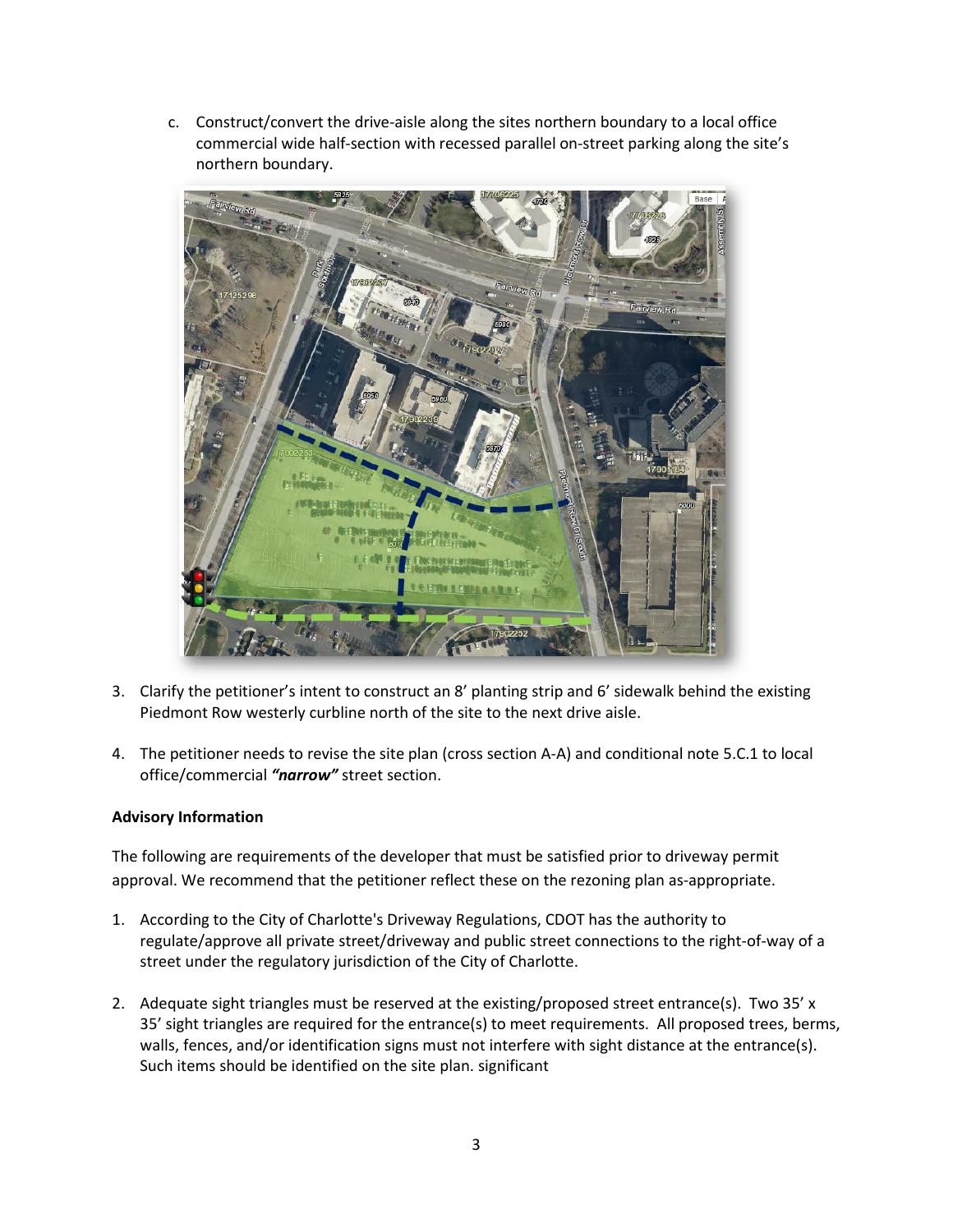c. Construct/convert the drive-aisle along the sites northern boundary to a local office commercial wide half-section with recessed parallel on-street parking along the site's northern boundary.

3. Clarify the petitioner's intent to construct an 8' planting strip and 6' sidewalk behind the existing Piedmont Row westerly curbline north of the site to the next drive aisle.

4. The petitioner needs to revise the site plan (cross section A-A) and conditional note 5.C.1 to local office/commercial ***"narrow"*** street section.

**Advisory Information**

The following are requirements of the developer that must be satisfied prior to driveway permit approval. We recommend that the petitioner reflect these on the rezoning plan as-appropriate.

1. According to the City of Charlotte's Driveway Regulations, CDOT has the authority to regulate/approve all private street/driveway and public street connections to the right-of-way of a street under the regulatory jurisdiction of the City of Charlotte.

2. Adequate sight triangles must be reserved at the existing/proposed street entrance(s). Two 35' x 35' sight triangles are required for the entrance(s) to meet requirements. All proposed trees, berms, walls, fences, and/or identification signs must not interfere with sight distance at the entrance(s). Such items should be identified on the site plan. significant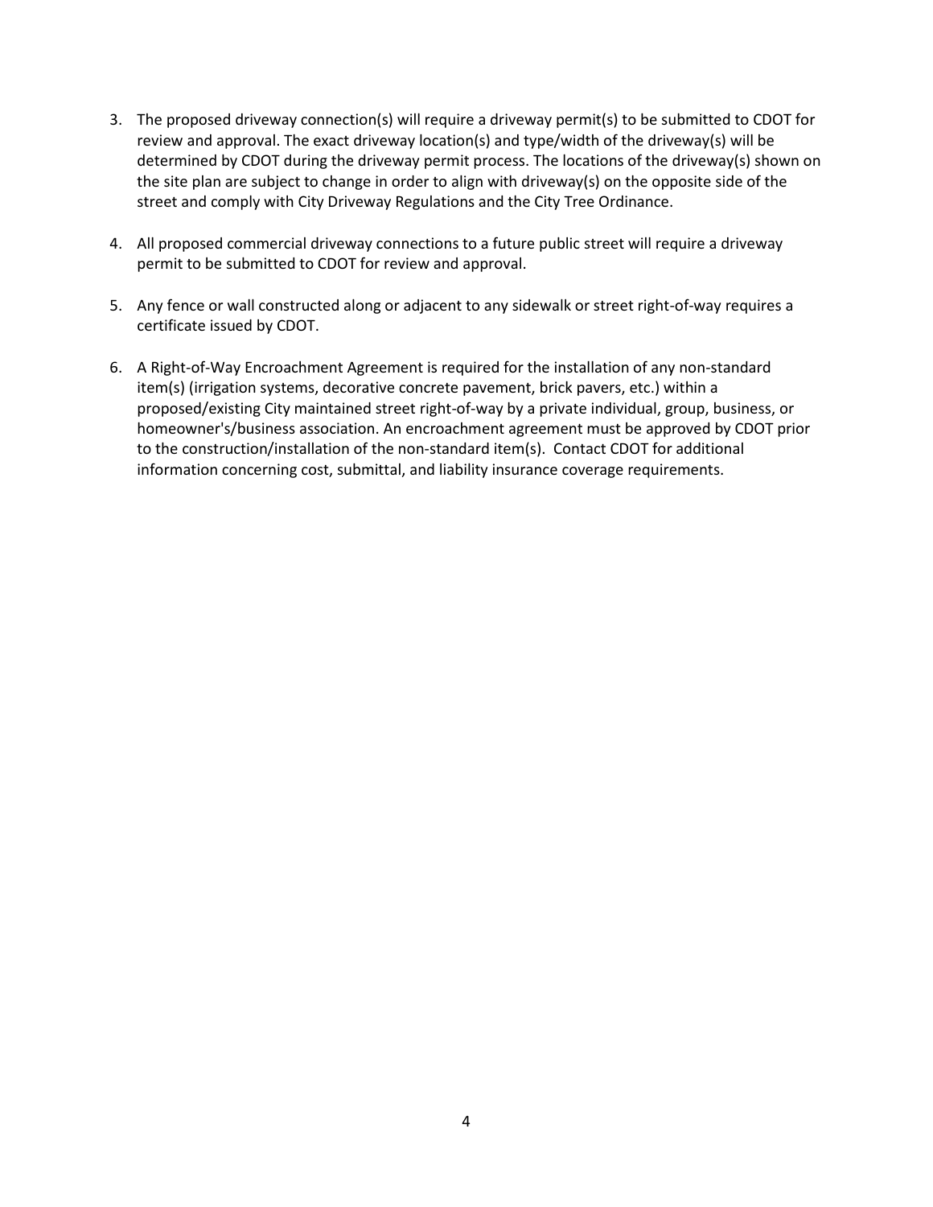3. The proposed driveway connection(s) will require a driveway permit(s) to be submitted to CDOT for review and approval. The exact driveway location(s) and type/width of the driveway(s) will be determined by CDOT during the driveway permit process. The locations of the driveway(s) shown on the site plan are subject to change in order to align with driveway(s) on the opposite side of the street and comply with City Driveway Regulations and the City Tree Ordinance.

4. All proposed commercial driveway connections to a future public street will require a driveway permit to be submitted to CDOT for review and approval.

5. Any fence or wall constructed along or adjacent to any sidewalk or street right-of-way requires a certificate issued by CDOT.

6. A Right-of-Way Encroachment Agreement is required for the installation of any non-standard item(s) (irrigation systems, decorative concrete pavement, brick pavers, etc.) within a proposed/existing City maintained street right-of-way by a private individual, group, business, or homeowner's/business association. An encroachment agreement must be approved by CDOT prior to the construction/installation of the non-standard item(s). Contact CDOT for additional information concerning cost, submittal, and liability insurance coverage requirements.